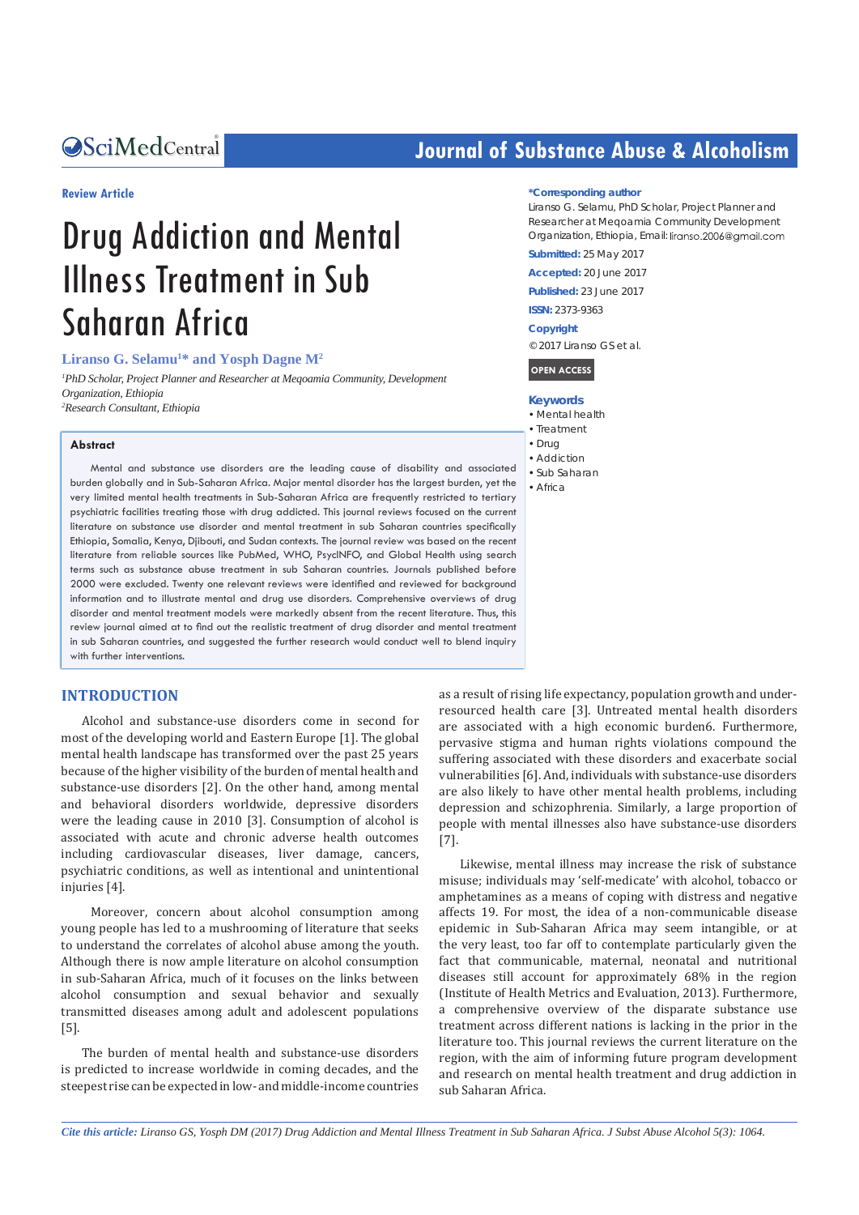**Review Article**

# Drug Addiction and Mental Illness Treatment in Sub Saharan Africa

**Liranso G. Selamu[1]* and Yosph Dagne M[2]**

*[1]PhD Scholar, Project Planner and Researcher at Meqoamia Community, Development Organization, Ethiopia*
*[2]Research Consultant, Ethiopia*

**\*Corresponding author**

Liranso G. Selamu, PhD Scholar, Project Planner and Researcher at Meqoamia Community Development Organization, Ethiopia, Email: liranso.2006@gmail.com

**Submitted:** 25 May 2017

**Accepted:** 20 June 2017

**Published:** 23 June 2017

**ISSN:** 2373-9363

**Copyright**

© 2017 Liranso GS et al.

**OPEN ACCESS**

**Keywords**

- Mental health
- Treatment
- Drug
- Addiction
- Sub Saharan
- Africa

## Abstract

Mental and substance use disorders are the leading cause of disability and associated burden globally and in Sub-Saharan Africa. Major mental disorder has the largest burden, yet the very limited mental health treatments in Sub-Saharan Africa are frequently restricted to tertiary psychiatric facilities treating those with drug addicted. This journal reviews focused on the current literature on substance use disorder and mental treatment in sub Saharan countries specifically Ethiopia, Somalia, Kenya, Djibouti, and Sudan contexts. The journal review was based on the recent literature from reliable sources like PubMed, WHO, PsycINFO, and Global Health using search terms such as substance abuse treatment in sub Saharan countries. Journals published before 2000 were excluded. Twenty one relevant reviews were identified and reviewed for background information and to illustrate mental and drug use disorders. Comprehensive overviews of drug disorder and mental treatment models were markedly absent from the recent literature. Thus, this review journal aimed at to find out the realistic treatment of drug disorder and mental treatment in sub Saharan countries, and suggested the further research would conduct well to blend inquiry with further interventions.

## INTRODUCTION

Alcohol and substance-use disorders come in second for most of the developing world and Eastern Europe [1]. The global mental health landscape has transformed over the past 25 years because of the higher visibility of the burden of mental health and substance-use disorders [2]. On the other hand, among mental and behavioral disorders worldwide, depressive disorders were the leading cause in 2010 [3]. Consumption of alcohol is associated with acute and chronic adverse health outcomes including cardiovascular diseases, liver damage, cancers, psychiatric conditions, as well as intentional and unintentional injuries [4].

Moreover, concern about alcohol consumption among young people has led to a mushrooming of literature that seeks to understand the correlates of alcohol abuse among the youth. Although there is now ample literature on alcohol consumption in sub-Saharan Africa, much of it focuses on the links between alcohol consumption and sexual behavior and sexually transmitted diseases among adult and adolescent populations [5].

The burden of mental health and substance-use disorders is predicted to increase worldwide in coming decades, and the steepest rise can be expected in low- and middle-income countries as a result of rising life expectancy, population growth and under-resourced health care [3]. Untreated mental health disorders are associated with a high economic burden6. Furthermore, pervasive stigma and human rights violations compound the suffering associated with these disorders and exacerbate social vulnerabilities [6]. And, individuals with substance-use disorders are also likely to have other mental health problems, including depression and schizophrenia. Similarly, a large proportion of people with mental illnesses also have substance-use disorders [7].

Likewise, mental illness may increase the risk of substance misuse; individuals may 'self-medicate' with alcohol, tobacco or amphetamines as a means of coping with distress and negative affects 19. For most, the idea of a non-communicable disease epidemic in Sub-Saharan Africa may seem intangible, or at the very least, too far off to contemplate particularly given the fact that communicable, maternal, neonatal and nutritional diseases still account for approximately 68% in the region (Institute of Health Metrics and Evaluation, 2013). Furthermore, a comprehensive overview of the disparate substance use treatment across different nations is lacking in the prior in the literature too. This journal reviews the current literature on the region, with the aim of informing future program development and research on mental health treatment and drug addiction in sub Saharan Africa.

*Cite this article: Liranso GS, Yosph DM (2017) Drug Addiction and Mental Illness Treatment in Sub Saharan Africa. J Subst Abuse Alcohol 5(3): 1064.*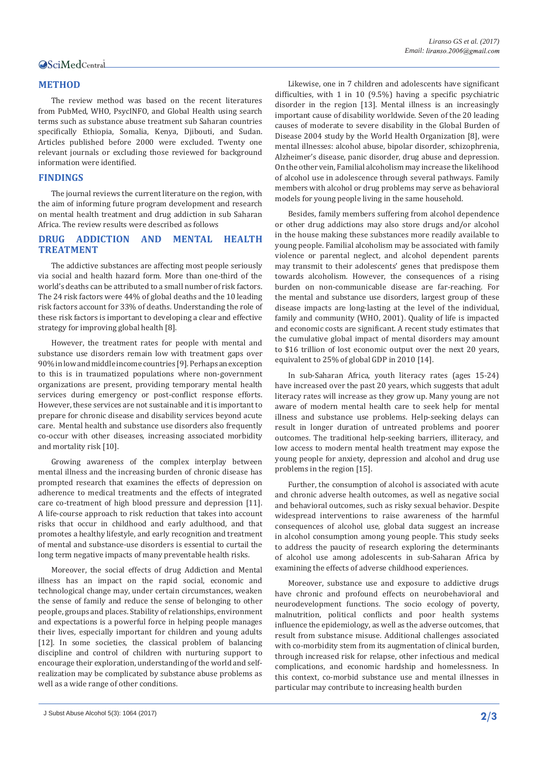## METHOD

The review method was based on the recent literatures from PubMed, WHO, PsycINFO, and Global Health using search terms such as substance abuse treatment sub Saharan countries specifically Ethiopia, Somalia, Kenya, Djibouti, and Sudan. Articles published before 2000 were excluded. Twenty one relevant journals or excluding those reviewed for background information were identified.

## FINDINGS

The journal reviews the current literature on the region, with the aim of informing future program development and research on mental health treatment and drug addiction in sub Saharan Africa. The review results were described as follows

## DRUG ADDICTION AND MENTAL HEALTH TREATMENT

The addictive substances are affecting most people seriously via social and health hazard form. More than one-third of the world's deaths can be attributed to a small number of risk factors. The 24 risk factors were 44% of global deaths and the 10 leading risk factors account for 33% of deaths. Understanding the role of these risk factors is important to developing a clear and effective strategy for improving global health [8].

However, the treatment rates for people with mental and substance use disorders remain low with treatment gaps over 90% in low and middle income countries [9]. Perhaps an exception to this is in traumatized populations where non-government organizations are present, providing temporary mental health services during emergency or post-conflict response efforts. However, these services are not sustainable and it is important to prepare for chronic disease and disability services beyond acute care. Mental health and substance use disorders also frequently co-occur with other diseases, increasing associated morbidity and mortality risk [10].

Growing awareness of the complex interplay between mental illness and the increasing burden of chronic disease has prompted research that examines the effects of depression on adherence to medical treatments and the effects of integrated care co-treatment of high blood pressure and depression [11]. A life-course approach to risk reduction that takes into account risks that occur in childhood and early adulthood, and that promotes a healthy lifestyle, and early recognition and treatment of mental and substance-use disorders is essential to curtail the long term negative impacts of many preventable health risks.

Moreover, the social effects of drug Addiction and Mental illness has an impact on the rapid social, economic and technological change may, under certain circumstances, weaken the sense of family and reduce the sense of belonging to other people, groups and places. Stability of relationships, environment and expectations is a powerful force in helping people manages their lives, especially important for children and young adults [12]. In some societies, the classical problem of balancing discipline and control of children with nurturing support to encourage their exploration, understanding of the world and self-realization may be complicated by substance abuse problems as well as a wide range of other conditions.

Likewise, one in 7 children and adolescents have significant difficulties, with 1 in 10 (9.5%) having a specific psychiatric disorder in the region [13]. Mental illness is an increasingly important cause of disability worldwide. Seven of the 20 leading causes of moderate to severe disability in the Global Burden of Disease 2004 study by the World Health Organization [8], were mental illnesses: alcohol abuse, bipolar disorder, schizophrenia, Alzheimer's disease, panic disorder, drug abuse and depression. On the other vein, Familial alcoholism may increase the likelihood of alcohol use in adolescence through several pathways. Family members with alcohol or drug problems may serve as behavioral models for young people living in the same household.

Besides, family members suffering from alcohol dependence or other drug addictions may also store drugs and/or alcohol in the house making these substances more readily available to young people. Familial alcoholism may be associated with family violence or parental neglect, and alcohol dependent parents may transmit to their adolescents' genes that predispose them towards alcoholism. However, the consequences of a rising burden on non-communicable disease are far-reaching. For the mental and substance use disorders, largest group of these disease impacts are long-lasting at the level of the individual, family and community (WHO, 2001). Quality of life is impacted and economic costs are significant. A recent study estimates that the cumulative global impact of mental disorders may amount to $16 trillion of lost economic output over the next 20 years, equivalent to 25% of global GDP in 2010 [14].

In sub-Saharan Africa, youth literacy rates (ages 15-24) have increased over the past 20 years, which suggests that adult literacy rates will increase as they grow up. Many young are not aware of modern mental health care to seek help for mental illness and substance use problems. Help-seeking delays can result in longer duration of untreated problems and poorer outcomes. The traditional help-seeking barriers, illiteracy, and low access to modern mental health treatment may expose the young people for anxiety, depression and alcohol and drug use problems in the region [15].

Further, the consumption of alcohol is associated with acute and chronic adverse health outcomes, as well as negative social and behavioral outcomes, such as risky sexual behavior. Despite widespread interventions to raise awareness of the harmful consequences of alcohol use, global data suggest an increase in alcohol consumption among young people. This study seeks to address the paucity of research exploring the determinants of alcohol use among adolescents in sub-Saharan Africa by examining the effects of adverse childhood experiences.

Moreover, substance use and exposure to addictive drugs have chronic and profound effects on neurobehavioral and neurodevelopment functions. The socio ecology of poverty, malnutrition, political conflicts and poor health systems influence the epidemiology, as well as the adverse outcomes, that result from substance misuse. Additional challenges associated with co-morbidity stem from its augmentation of clinical burden, through increased risk for relapse, other infectious and medical complications, and economic hardship and homelessness. In this context, co-morbid substance use and mental illnesses in particular may contribute to increasing health burden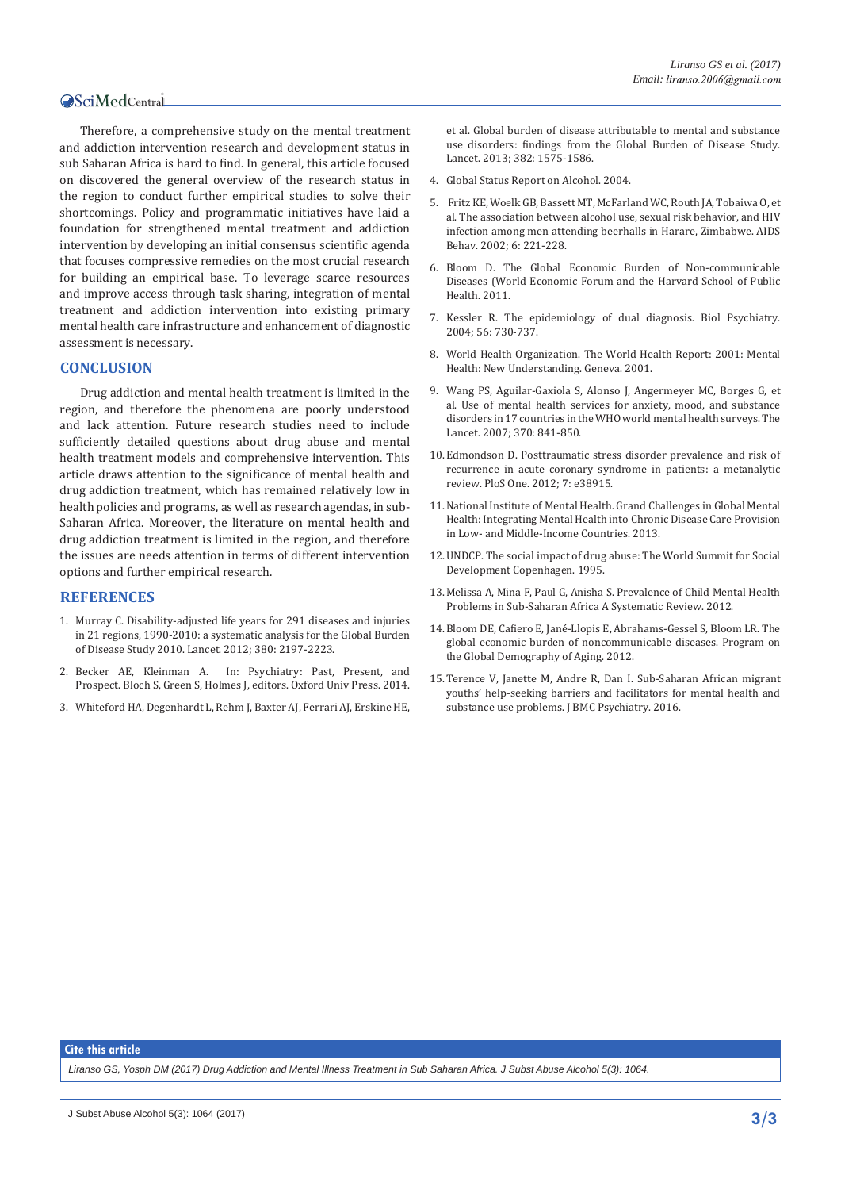Therefore, a comprehensive study on the mental treatment and addiction intervention research and development status in sub Saharan Africa is hard to find. In general, this article focused on discovered the general overview of the research status in the region to conduct further empirical studies to solve their shortcomings. Policy and programmatic initiatives have laid a foundation for strengthened mental treatment and addiction intervention by developing an initial consensus scientific agenda that focuses compressive remedies on the most crucial research for building an empirical base. To leverage scarce resources and improve access through task sharing, integration of mental treatment and addiction intervention into existing primary mental health care infrastructure and enhancement of diagnostic assessment is necessary.

## CONCLUSION

Drug addiction and mental health treatment is limited in the region, and therefore the phenomena are poorly understood and lack attention. Future research studies need to include sufficiently detailed questions about drug abuse and mental health treatment models and comprehensive intervention. This article draws attention to the significance of mental health and drug addiction treatment, which has remained relatively low in health policies and programs, as well as research agendas, in sub-Saharan Africa. Moreover, the literature on mental health and drug addiction treatment is limited in the region, and therefore the issues are needs attention in terms of different intervention options and further empirical research.

## REFERENCES

1. Murray C. Disability-adjusted life years for 291 diseases and injuries in 21 regions, 1990-2010: a systematic analysis for the Global Burden of Disease Study 2010. Lancet. 2012; 380: 2197-2223.
2. Becker AE, Kleinman A. In: Psychiatry: Past, Present, and Prospect. Bloch S, Green S, Holmes J, editors. Oxford Univ Press. 2014.
3. Whiteford HA, Degenhardt L, Rehm J, Baxter AJ, Ferrari AJ, Erskine HE, et al. Global burden of disease attributable to mental and substance use disorders: findings from the Global Burden of Disease Study. Lancet. 2013; 382: 1575-1586.
4. Global Status Report on Alcohol. 2004.
5. Fritz KE, Woelk GB, Bassett MT, McFarland WC, Routh JA, Tobaiwa O, et al. The association between alcohol use, sexual risk behavior, and HIV infection among men attending beerhalls in Harare, Zimbabwe. AIDS Behav. 2002; 6: 221-228.
6. Bloom D. The Global Economic Burden of Non-communicable Diseases (World Economic Forum and the Harvard School of Public Health. 2011.
7. Kessler R. The epidemiology of dual diagnosis. Biol Psychiatry. 2004; 56: 730-737.
8. World Health Organization. The World Health Report: 2001: Mental Health: New Understanding. Geneva. 2001.
9. Wang PS, Aguilar-Gaxiola S, Alonso J, Angermeyer MC, Borges G, et al. Use of mental health services for anxiety, mood, and substance disorders in 17 countries in the WHO world mental health surveys. The Lancet. 2007; 370: 841-850.
10. Edmondson D. Posttraumatic stress disorder prevalence and risk of recurrence in acute coronary syndrome in patients: a metanalytic review. PloS One. 2012; 7: e38915.
11. National Institute of Mental Health. Grand Challenges in Global Mental Health: Integrating Mental Health into Chronic Disease Care Provision in Low- and Middle-Income Countries. 2013.
12. UNDCP. The social impact of drug abuse: The World Summit for Social Development Copenhagen. 1995.
13. Melissa A, Mina F, Paul G, Anisha S. Prevalence of Child Mental Health Problems in Sub-Saharan Africa A Systematic Review. 2012.
14. Bloom DE, Cafiero E, Jané-Llopis E, Abrahams-Gessel S, Bloom LR. The global economic burden of noncommunicable diseases. Program on the Global Demography of Aging. 2012.
15. Terence V, Janette M, Andre R, Dan I. Sub-Saharan African migrant youths' help-seeking barriers and facilitators for mental health and substance use problems. J BMC Psychiatry. 2016.

**Cite this article**

*Liranso GS, Yosph DM (2017) Drug Addiction and Mental Illness Treatment in Sub Saharan Africa. J Subst Abuse Alcohol 5(3): 1064.*